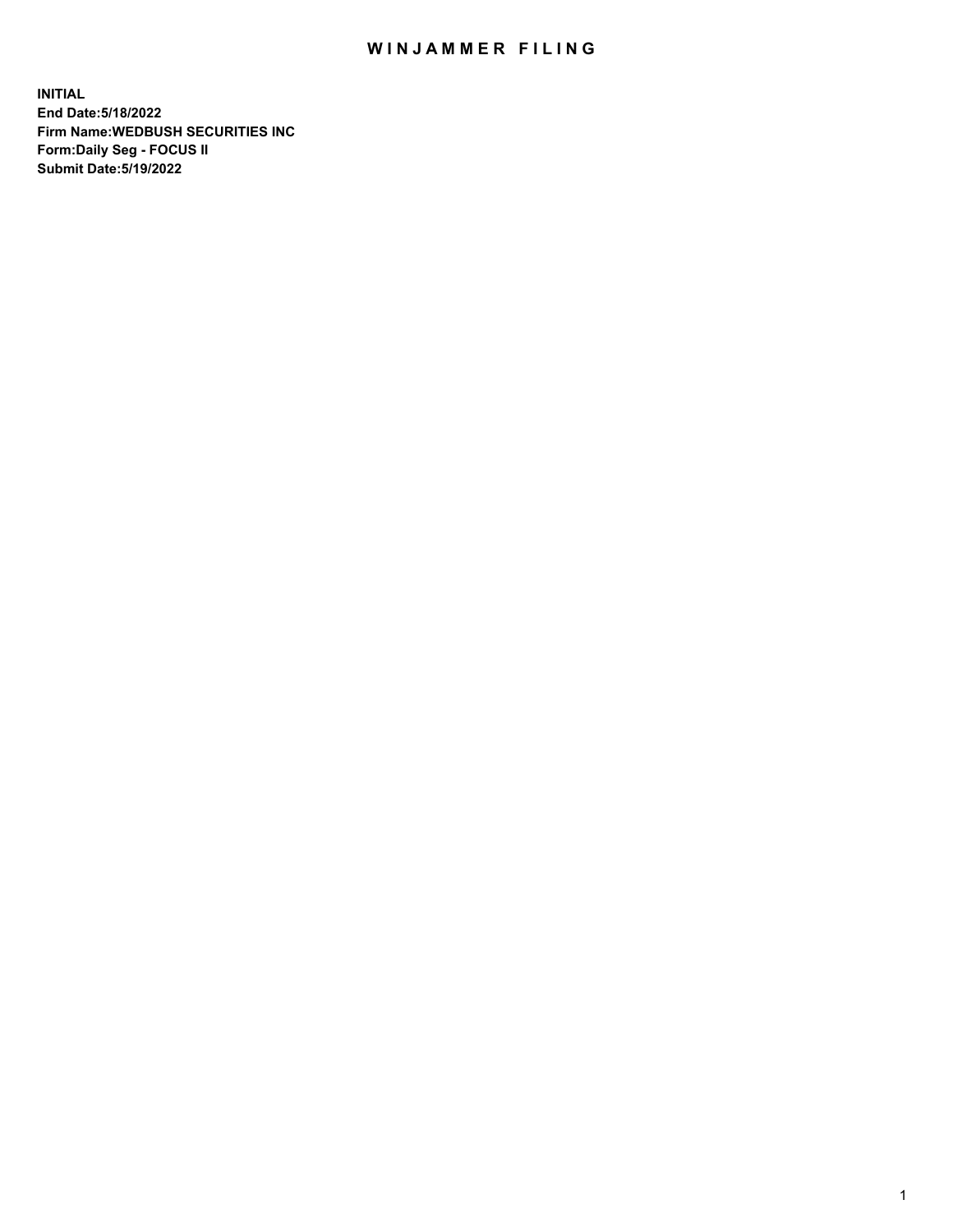# WINJAMMER FILING

**INITIAL**
**End Date:5/18/2022**
**Firm Name:WEDBUSH SECURITIES INC**
**Form:Daily Seg - FOCUS II**
**Submit Date:5/19/2022**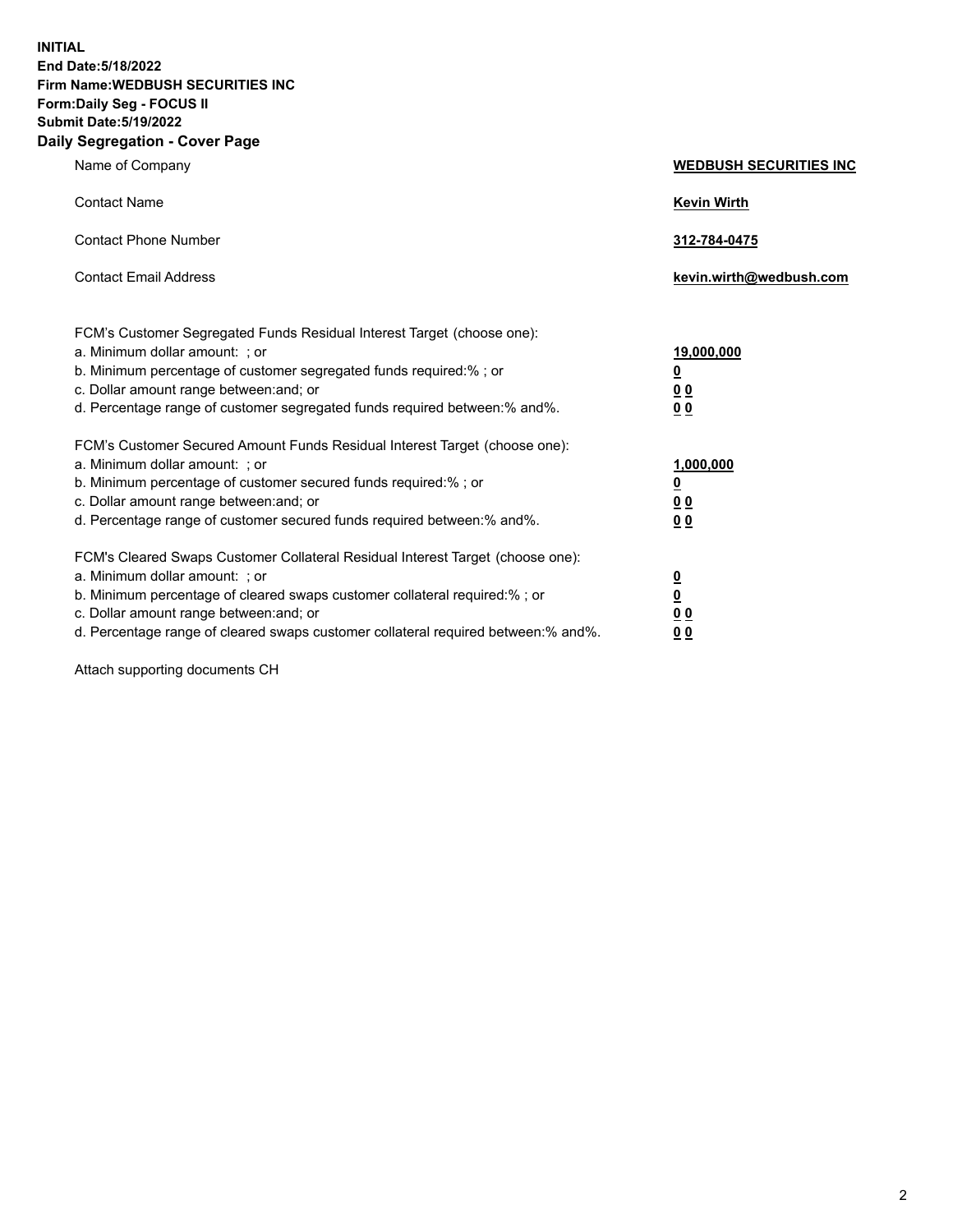**INITIAL**
**End Date:5/18/2022**
**Firm Name:WEDBUSH SECURITIES INC**
**Form:Daily Seg - FOCUS II**
**Submit Date:5/19/2022**

## Daily Segregation - Cover Page

| | |
|---|---|
| Name of Company | **WEDBUSH SECURITIES INC** |
| Contact Name | **Kevin Wirth** |
| Contact Phone Number | **312-784-0475** |
| Contact Email Address | **kevin.wirth@wedbush.com** |

FCM's Customer Segregated Funds Residual Interest Target (choose one):

| | |
|---|---|
| a. Minimum dollar amount: ; or | **19,000,000** |
| b. Minimum percentage of customer segregated funds required:% ; or | **0** |
| c. Dollar amount range between:and; or | **0 0** |
| d. Percentage range of customer segregated funds required between:% and%. | **0 0** |

FCM's Customer Secured Amount Funds Residual Interest Target (choose one):

| | |
|---|---|
| a. Minimum dollar amount: ; or | **1,000,000** |
| b. Minimum percentage of customer secured funds required:% ; or | **0** |
| c. Dollar amount range between:and; or | **0 0** |
| d. Percentage range of customer secured funds required between:% and%. | **0 0** |

FCM's Cleared Swaps Customer Collateral Residual Interest Target (choose one):

| | |
|---|---|
| a. Minimum dollar amount: ; or | **0** |
| b. Minimum percentage of cleared swaps customer collateral required:% ; or | **0** |
| c. Dollar amount range between:and; or | **0 0** |
| d. Percentage range of cleared swaps customer collateral required between:% and%. | **0 0** |

Attach supporting documents CH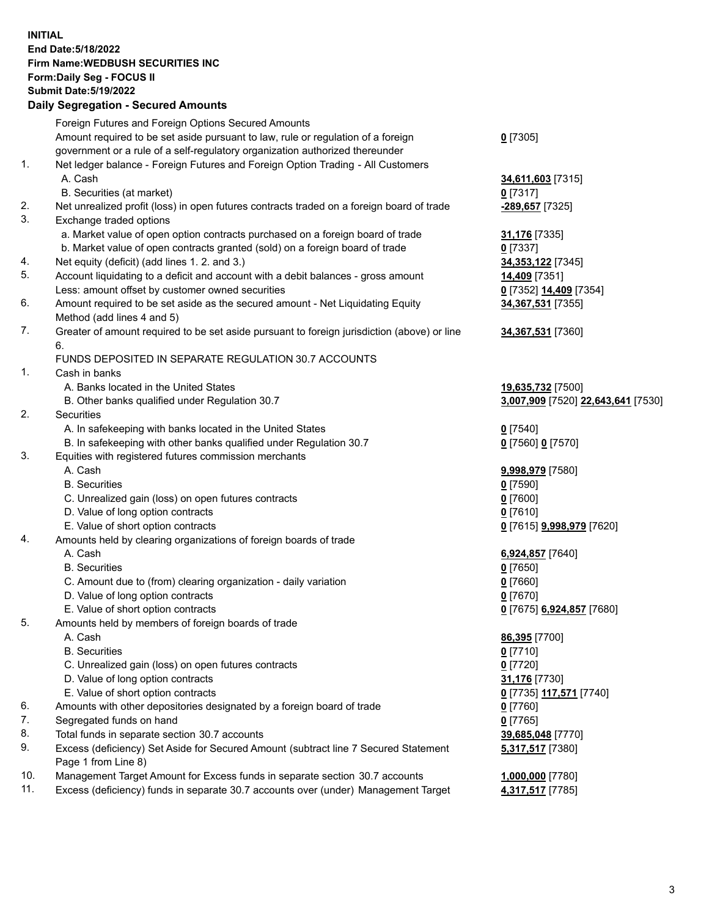**INITIAL**
**End Date:5/18/2022**
**Firm Name:WEDBUSH SECURITIES INC**
**Form:Daily Seg - FOCUS II**
**Submit Date:5/19/2022**

## Daily Segregation - Secured Amounts

| | | |
|---|---|---|
| | Foreign Futures and Foreign Options Secured Amounts | |
| | Amount required to be set aside pursuant to law, rule or regulation of a foreign government or a rule of a self-regulatory organization authorized thereunder | **0** [7305] |
| 1. | Net ledger balance - Foreign Futures and Foreign Option Trading - All Customers | |
| | A. Cash | **34,611,603** [7315] |
| | B. Securities (at market) | **0** [7317] |
| 2. | Net unrealized profit (loss) in open futures contracts traded on a foreign board of trade | **-289,657** [7325] |
| 3. | Exchange traded options | |
| | a. Market value of open option contracts purchased on a foreign board of trade | **31,176** [7335] |
| | b. Market value of open contracts granted (sold) on a foreign board of trade | **0** [7337] |
| 4. | Net equity (deficit) (add lines 1. 2. and 3.) | **34,353,122** [7345] |
| 5. | Account liquidating to a deficit and account with a debit balances - gross amount | **14,409** [7351] |
| | Less: amount offset by customer owned securities | **0** [7352] **14,409** [7354] |
| 6. | Amount required to be set aside as the secured amount - Net Liquidating Equity Method (add lines 4 and 5) | **34,367,531** [7355] |
| 7. | Greater of amount required to be set aside pursuant to foreign jurisdiction (above) or line 6. | **34,367,531** [7360] |
| | FUNDS DEPOSITED IN SEPARATE REGULATION 30.7 ACCOUNTS | |
| 1. | Cash in banks | |
| | A. Banks located in the United States | **19,635,732** [7500] |
| | B. Other banks qualified under Regulation 30.7 | **3,007,909** [7520] **22,643,641** [7530] |
| 2. | Securities | |
| | A. In safekeeping with banks located in the United States | **0** [7540] |
| | B. In safekeeping with other banks qualified under Regulation 30.7 | **0** [7560] **0** [7570] |
| 3. | Equities with registered futures commission merchants | |
| | A. Cash | **9,998,979** [7580] |
| | B. Securities | **0** [7590] |
| | C. Unrealized gain (loss) on open futures contracts | **0** [7600] |
| | D. Value of long option contracts | **0** [7610] |
| | E. Value of short option contracts | **0** [7615] **9,998,979** [7620] |
| 4. | Amounts held by clearing organizations of foreign boards of trade | |
| | A. Cash | **6,924,857** [7640] |
| | B. Securities | **0** [7650] |
| | C. Amount due to (from) clearing organization - daily variation | **0** [7660] |
| | D. Value of long option contracts | **0** [7670] |
| | E. Value of short option contracts | **0** [7675] **6,924,857** [7680] |
| 5. | Amounts held by members of foreign boards of trade | |
| | A. Cash | **86,395** [7700] |
| | B. Securities | **0** [7710] |
| | C. Unrealized gain (loss) on open futures contracts | **0** [7720] |
| | D. Value of long option contracts | **31,176** [7730] |
| | E. Value of short option contracts | **0** [7735] **117,571** [7740] |
| 6. | Amounts with other depositories designated by a foreign board of trade | **0** [7760] |
| 7. | Segregated funds on hand | **0** [7765] |
| 8. | Total funds in separate section 30.7 accounts | **39,685,048** [7770] |
| 9. | Excess (deficiency) Set Aside for Secured Amount (subtract line 7 Secured Statement Page 1 from Line 8) | **5,317,517** [7380] |
| 10. | Management Target Amount for Excess funds in separate section 30.7 accounts | **1,000,000** [7780] |
| 11. | Excess (deficiency) funds in separate 30.7 accounts over (under) Management Target | **4,317,517** [7785] |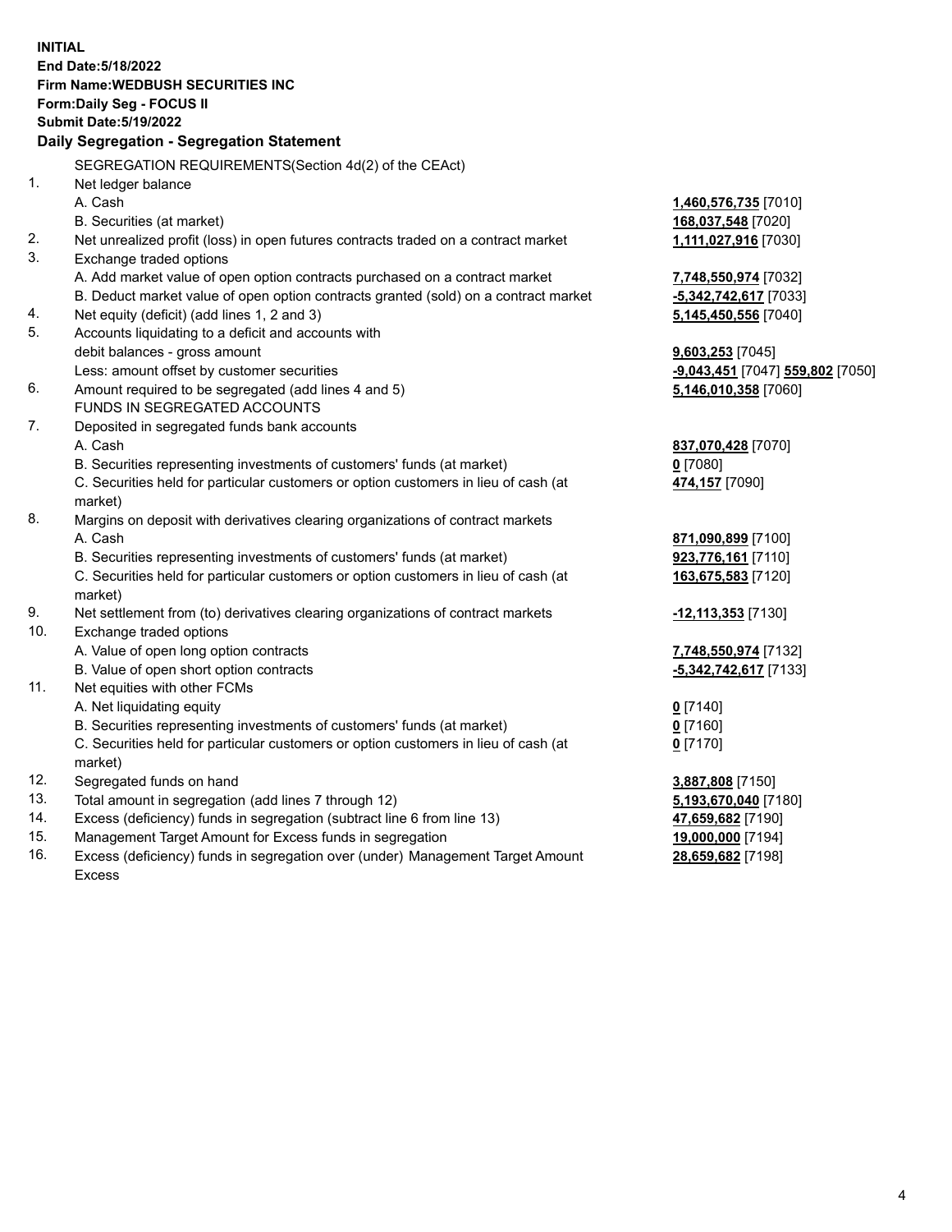**INITIAL**
**End Date:5/18/2022**
**Firm Name:WEDBUSH SECURITIES INC**
**Form:Daily Seg - FOCUS II**
**Submit Date:5/19/2022**

**Daily Segregation - Segregation Statement**

SEGREGATION REQUIREMENTS(Section 4d(2) of the CEAct)

| | | |
|---|---|---|
| 1. | Net ledger balance | |
| | A. Cash | **1,460,576,735** [7010] |
| | B. Securities (at market) | **168,037,548** [7020] |
| 2. | Net unrealized profit (loss) in open futures contracts traded on a contract market | **1,111,027,916** [7030] |
| 3. | Exchange traded options | |
| | A. Add market value of open option contracts purchased on a contract market | **7,748,550,974** [7032] |
| | B. Deduct market value of open option contracts granted (sold) on a contract market | **-5,342,742,617** [7033] |
| 4. | Net equity (deficit) (add lines 1, 2 and 3) | **5,145,450,556** [7040] |
| 5. | Accounts liquidating to a deficit and accounts with debit balances - gross amount | **9,603,253** [7045] |
| | Less: amount offset by customer securities | **-9,043,451** [7047] **559,802** [7050] |
| 6. | Amount required to be segregated (add lines 4 and 5) | **5,146,010,358** [7060] |
| | FUNDS IN SEGREGATED ACCOUNTS | |
| 7. | Deposited in segregated funds bank accounts | |
| | A. Cash | **837,070,428** [7070] |
| | B. Securities representing investments of customers' funds (at market) | **0** [7080] |
| | C. Securities held for particular customers or option customers in lieu of cash (at market) | **474,157** [7090] |
| 8. | Margins on deposit with derivatives clearing organizations of contract markets | |
| | A. Cash | **871,090,899** [7100] |
| | B. Securities representing investments of customers' funds (at market) | **923,776,161** [7110] |
| | C. Securities held for particular customers or option customers in lieu of cash (at market) | **163,675,583** [7120] |
| 9. | Net settlement from (to) derivatives clearing organizations of contract markets | **-12,113,353** [7130] |
| 10. | Exchange traded options | |
| | A. Value of open long option contracts | **7,748,550,974** [7132] |
| | B. Value of open short option contracts | **-5,342,742,617** [7133] |
| 11. | Net equities with other FCMs | |
| | A. Net liquidating equity | **0** [7140] |
| | B. Securities representing investments of customers' funds (at market) | **0** [7160] |
| | C. Securities held for particular customers or option customers in lieu of cash (at market) | **0** [7170] |
| 12. | Segregated funds on hand | **3,887,808** [7150] |
| 13. | Total amount in segregation (add lines 7 through 12) | **5,193,670,040** [7180] |
| 14. | Excess (deficiency) funds in segregation (subtract line 6 from line 13) | **47,659,682** [7190] |
| 15. | Management Target Amount for Excess funds in segregation | **19,000,000** [7194] |
| 16. | Excess (deficiency) funds in segregation over (under) Management Target Amount Excess | **28,659,682** [7198] |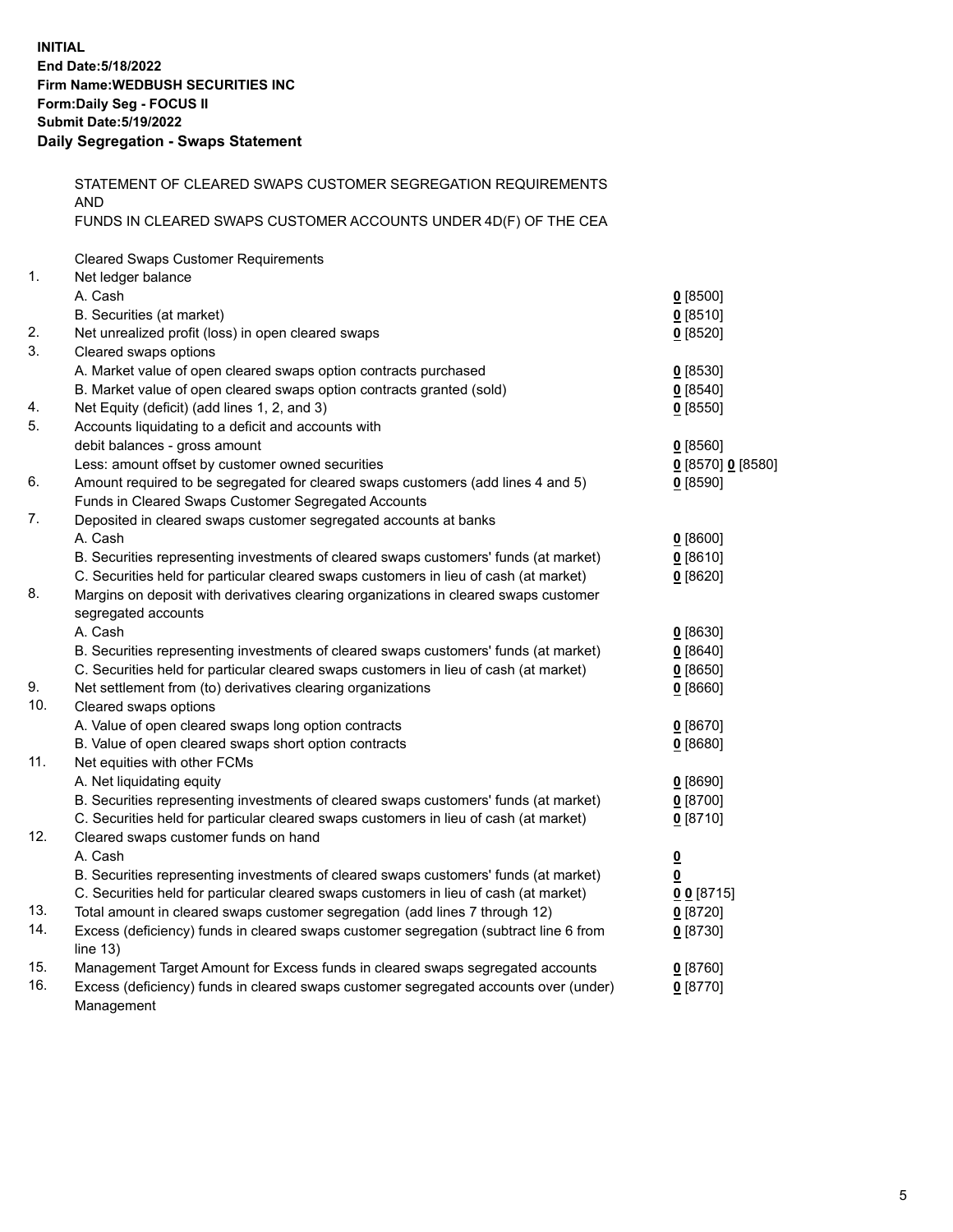**INITIAL**
**End Date:5/18/2022**
**Firm Name:WEDBUSH SECURITIES INC**
**Form:Daily Seg - FOCUS II**
**Submit Date:5/19/2022**
**Daily Segregation - Swaps Statement**

STATEMENT OF CLEARED SWAPS CUSTOMER SEGREGATION REQUIREMENTS AND FUNDS IN CLEARED SWAPS CUSTOMER ACCOUNTS UNDER 4D(F) OF THE CEA

| | | |
|---|---|---|
| | Cleared Swaps Customer Requirements | |
| 1. | Net ledger balance | |
| | A. Cash | 0 [8500] |
| | B. Securities (at market) | 0 [8510] |
| 2. | Net unrealized profit (loss) in open cleared swaps | 0 [8520] |
| 3. | Cleared swaps options | |
| | A. Market value of open cleared swaps option contracts purchased | 0 [8530] |
| | B. Market value of open cleared swaps option contracts granted (sold) | 0 [8540] |
| 4. | Net Equity (deficit) (add lines 1, 2, and 3) | 0 [8550] |
| 5. | Accounts liquidating to a deficit and accounts with debit balances - gross amount | 0 [8560] |
| | Less: amount offset by customer owned securities | 0 [8570] 0 [8580] |
| 6. | Amount required to be segregated for cleared swaps customers (add lines 4 and 5) | 0 [8590] |
| | Funds in Cleared Swaps Customer Segregated Accounts | |
| 7. | Deposited in cleared swaps customer segregated accounts at banks | |
| | A. Cash | 0 [8600] |
| | B. Securities representing investments of cleared swaps customers' funds (at market) | 0 [8610] |
| | C. Securities held for particular cleared swaps customers in lieu of cash (at market) | 0 [8620] |
| 8. | Margins on deposit with derivatives clearing organizations in cleared swaps customer segregated accounts | |
| | A. Cash | 0 [8630] |
| | B. Securities representing investments of cleared swaps customers' funds (at market) | 0 [8640] |
| | C. Securities held for particular cleared swaps customers in lieu of cash (at market) | 0 [8650] |
| 9. | Net settlement from (to) derivatives clearing organizations | 0 [8660] |
| 10. | Cleared swaps options | |
| | A. Value of open cleared swaps long option contracts | 0 [8670] |
| | B. Value of open cleared swaps short option contracts | 0 [8680] |
| 11. | Net equities with other FCMs | |
| | A. Net liquidating equity | 0 [8690] |
| | B. Securities representing investments of cleared swaps customers' funds (at market) | 0 [8700] |
| | C. Securities held for particular cleared swaps customers in lieu of cash (at market) | 0 [8710] |
| 12. | Cleared swaps customer funds on hand | |
| | A. Cash | 0 |
| | B. Securities representing investments of cleared swaps customers' funds (at market) | 0 |
| | C. Securities held for particular cleared swaps customers in lieu of cash (at market) | 0 0 [8715] |
| 13. | Total amount in cleared swaps customer segregation (add lines 7 through 12) | 0 [8720] |
| 14. | Excess (deficiency) funds in cleared swaps customer segregation (subtract line 6 from line 13) | 0 [8730] |
| 15. | Management Target Amount for Excess funds in cleared swaps segregated accounts | 0 [8760] |
| 16. | Excess (deficiency) funds in cleared swaps customer segregated accounts over (under) Management | 0 [8770] |